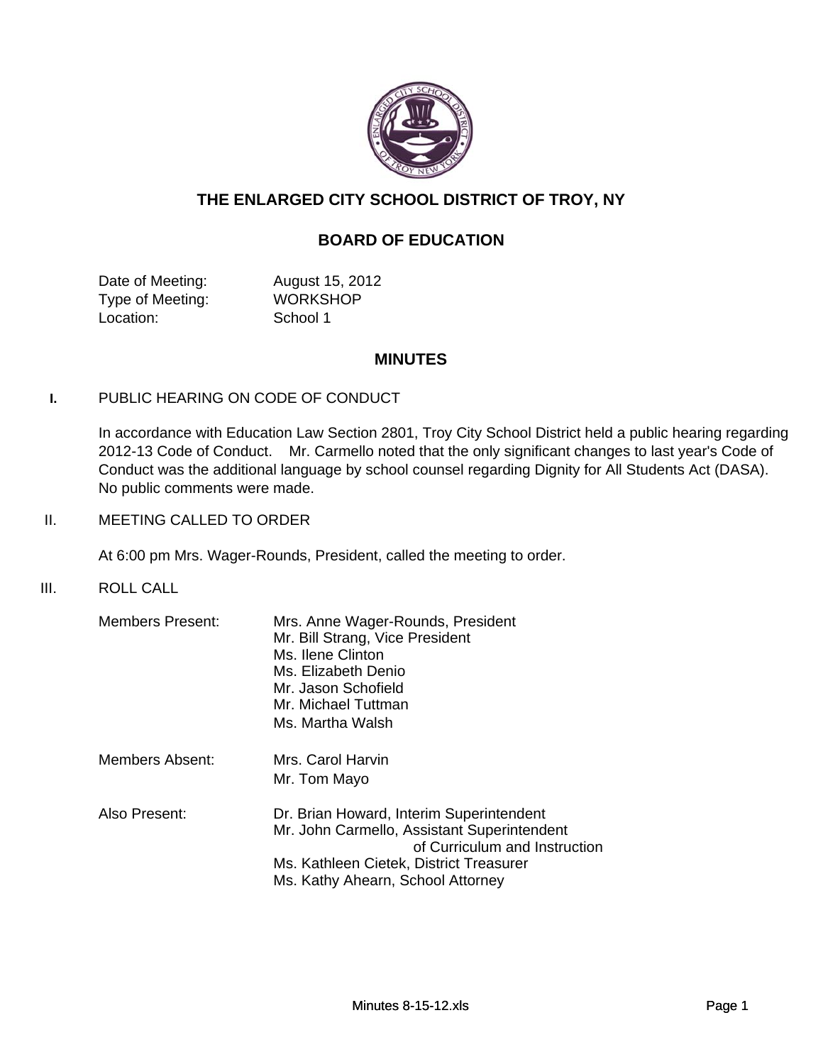# THE ENLARGED CITY SCHOOL DISTRICT OF TROY, NY

## BOARD OF EDUCATION

| | |
|---|---|
| Date of Meeting: | August 15, 2012 |
| Type of Meeting: | WORKSHOP |
| Location: | School 1 |

## MINUTES

**I.** PUBLIC HEARING ON CODE OF CONDUCT

In accordance with Education Law Section 2801, Troy City School District held a public hearing regarding 2012-13 Code of Conduct. Mr. Carmello noted that the only significant changes to last year's Code of Conduct was the additional language by school counsel regarding Dignity for All Students Act (DASA). No public comments were made.

II. MEETING CALLED TO ORDER

At 6:00 pm Mrs. Wager-Rounds, President, called the meeting to order.

III. ROLL CALL

Members Present:
- Mrs. Anne Wager-Rounds, President
- Mr. Bill Strang, Vice President
- Ms. Ilene Clinton
- Ms. Elizabeth Denio
- Mr. Jason Schofield
- Mr. Michael Tuttman
- Ms. Martha Walsh

Members Absent:
- Mrs. Carol Harvin
- Mr. Tom Mayo

Also Present:
- Dr. Brian Howard, Interim Superintendent
- Mr. John Carmello, Assistant Superintendent of Curriculum and Instruction
- Ms. Kathleen Cietek, District Treasurer
- Ms. Kathy Ahearn, School Attorney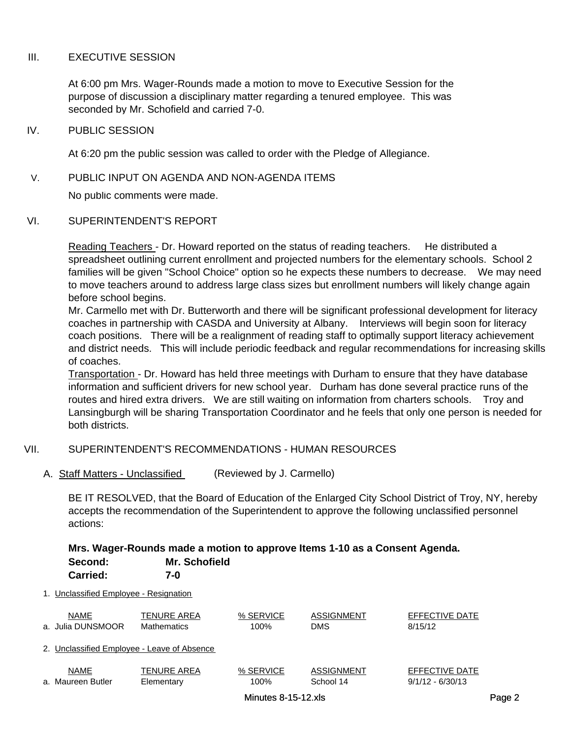## III. EXECUTIVE SESSION

At 6:00 pm Mrs. Wager-Rounds made a motion to move to Executive Session for the purpose of discussion a disciplinary matter regarding a tenured employee. This was seconded by Mr. Schofield and carried 7-0.

## IV. PUBLIC SESSION

At 6:20 pm the public session was called to order with the Pledge of Allegiance.

## V. PUBLIC INPUT ON AGENDA AND NON-AGENDA ITEMS

No public comments were made.

## VI. SUPERINTENDENT'S REPORT

Reading Teachers - Dr. Howard reported on the status of reading teachers. He distributed a spreadsheet outlining current enrollment and projected numbers for the elementary schools. School 2 families will be given "School Choice" option so he expects these numbers to decrease. We may need to move teachers around to address large class sizes but enrollment numbers will likely change again before school begins.

Mr. Carmello met with Dr. Butterworth and there will be significant professional development for literacy coaches in partnership with CASDA and University at Albany. Interviews will begin soon for literacy coach positions. There will be a realignment of reading staff to optimally support literacy achievement and district needs. This will include periodic feedback and regular recommendations for increasing skills of coaches.

Transportation - Dr. Howard has held three meetings with Durham to ensure that they have database information and sufficient drivers for new school year. Durham has done several practice runs of the routes and hired extra drivers. We are still waiting on information from charters schools. Troy and Lansingburgh will be sharing Transportation Coordinator and he feels that only one person is needed for both districts.

## VII. SUPERINTENDENT'S RECOMMENDATIONS - HUMAN RESOURCES

### A. Staff Matters - Unclassified (Reviewed by J. Carmello)

BE IT RESOLVED, that the Board of Education of the Enlarged City School District of Troy, NY, hereby accepts the recommendation of the Superintendent to approve the following unclassified personnel actions:

**Mrs. Wager-Rounds made a motion to approve Items 1-10 as a Consent Agenda.**
**Second: Mr. Schofield**
**Carried: 7-0**

1. Unclassified Employee - Resignation

| NAME | TENURE AREA | % SERVICE | ASSIGNMENT | EFFECTIVE DATE |
|---|---|---|---|---|
| a. Julia DUNSMOOR | Mathematics | 100% | DMS | 8/15/12 |

2. Unclassified Employee - Leave of Absence

| NAME | TENURE AREA | % SERVICE | ASSIGNMENT | EFFECTIVE DATE |
|---|---|---|---|---|
| a. Maureen Butler | Elementary | 100% | School 14 | 9/1/12 - 6/30/13 |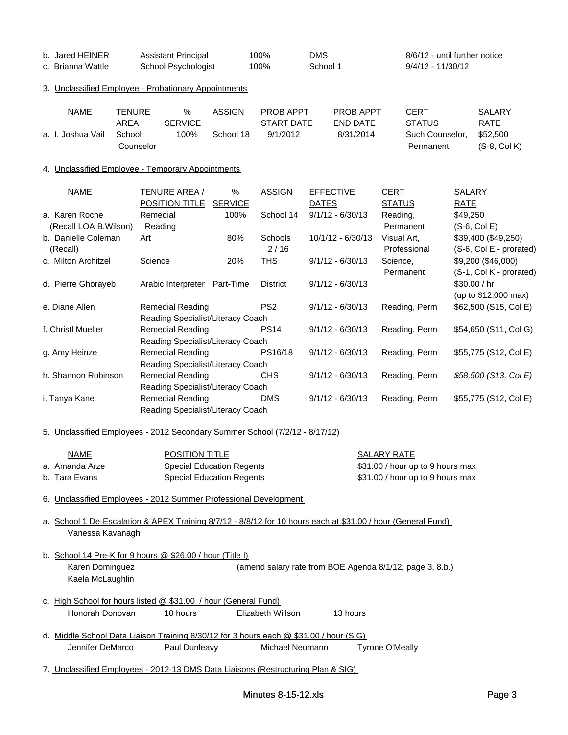| | | | | |
|---|---|---|---|---|
| b. Jared HEINER | Assistant Principal | 100% | DMS | 8/6/12 - until further notice |
| c. Brianna Wattle | School Psychologist | 100% | School 1 | 9/4/12 - 11/30/12 |

3. Unclassified Employee - Probationary Appointments

| NAME | TENURE AREA | % SERVICE | ASSIGN | PROB APPT START DATE | PROB APPT END DATE | CERT STATUS | SALARY RATE |
|---|---|---|---|---|---|---|---|
| a. I. Joshua Vail | School Counselor | 100% | School 18 | 9/1/2012 | 8/31/2014 | Such Counselor, Permanent | $52,500 (S-8, Col K) |

4. Unclassified Employee - Temporary Appointments

| NAME | TENURE AREA / POSITION TITLE | % SERVICE | ASSIGN | EFFECTIVE DATES | CERT STATUS | SALARY RATE |
|---|---|---|---|---|---|---|
| a. Karen Roche (Recall LOA B.Wilson) | Remedial Reading | 100% | School 14 | 9/1/12 - 6/30/13 | Reading, Permanent | $49,250 (S-6, Col E) |
| b. Danielle Coleman (Recall) | Art | 80% | Schools 2 / 16 | 10/1/12 - 6/30/13 | Visual Art, Professional | $39,400 ($49,250) (S-6, Col E - prorated) |
| c. Milton Architzel | Science | 20% | THS | 9/1/12 - 6/30/13 | Science, Permanent | $9,200 ($46,000) (S-1, Col K - prorated) |
| d. Pierre Ghorayeb | Arabic Interpreter | Part-Time | District | 9/1/12 - 6/30/13 | | $30.00 / hr (up to $12,000 max) |
| e. Diane Allen | Remedial Reading Reading Specialist/Literacy Coach | | PS2 | 9/1/12 - 6/30/13 | Reading, Perm | $62,500 (S15, Col E) |
| f. Christl Mueller | Remedial Reading Reading Specialist/Literacy Coach | | PS14 | 9/1/12 - 6/30/13 | Reading, Perm | $54,650 (S11, Col G) |
| g. Amy Heinze | Remedial Reading Reading Specialist/Literacy Coach | | PS16/18 | 9/1/12 - 6/30/13 | Reading, Perm | $55,775 (S12, Col E) |
| h. Shannon Robinson | Remedial Reading Reading Specialist/Literacy Coach | | CHS | 9/1/12 - 6/30/13 | Reading, Perm | *$58,500 (S13, Col E)* |
| i. Tanya Kane | Remedial Reading Reading Specialist/Literacy Coach | | DMS | 9/1/12 - 6/30/13 | Reading, Perm | $55,775 (S12, Col E) |

5. Unclassified Employees - 2012 Secondary Summer School (7/2/12 - 8/17/12)

| NAME | POSITION TITLE | SALARY RATE |
|---|---|---|
| a. Amanda Arze | Special Education Regents | $31.00 / hour up to 9 hours max |
| b. Tara Evans | Special Education Regents | $31.00 / hour up to 9 hours max |

6. Unclassified Employees - 2012 Summer Professional Development

a. School 1 De-Escalation & APEX Training 8/7/12 - 8/8/12 for 10 hours each at $31.00 / hour (General Fund)
Vanessa Kavanagh

b. School 14 Pre-K for 9 hours @ $26.00 / hour (Title I)
Karen Dominguez (amend salary rate from BOE Agenda 8/1/12, page 3, 8.b.)
Kaela McLaughlin

c. High School for hours listed @ $31.00 / hour (General Fund)
Honorah Donovan 10 hours Elizabeth Willson 13 hours

d. Middle School Data Liaison Training 8/30/12 for 3 hours each @ $31.00 / hour (SIG)
Jennifer DeMarco Paul Dunleavy Michael Neumann Tyrone O'Meally

7. Unclassified Employees - 2012-13 DMS Data Liaisons (Restructuring Plan & SIG)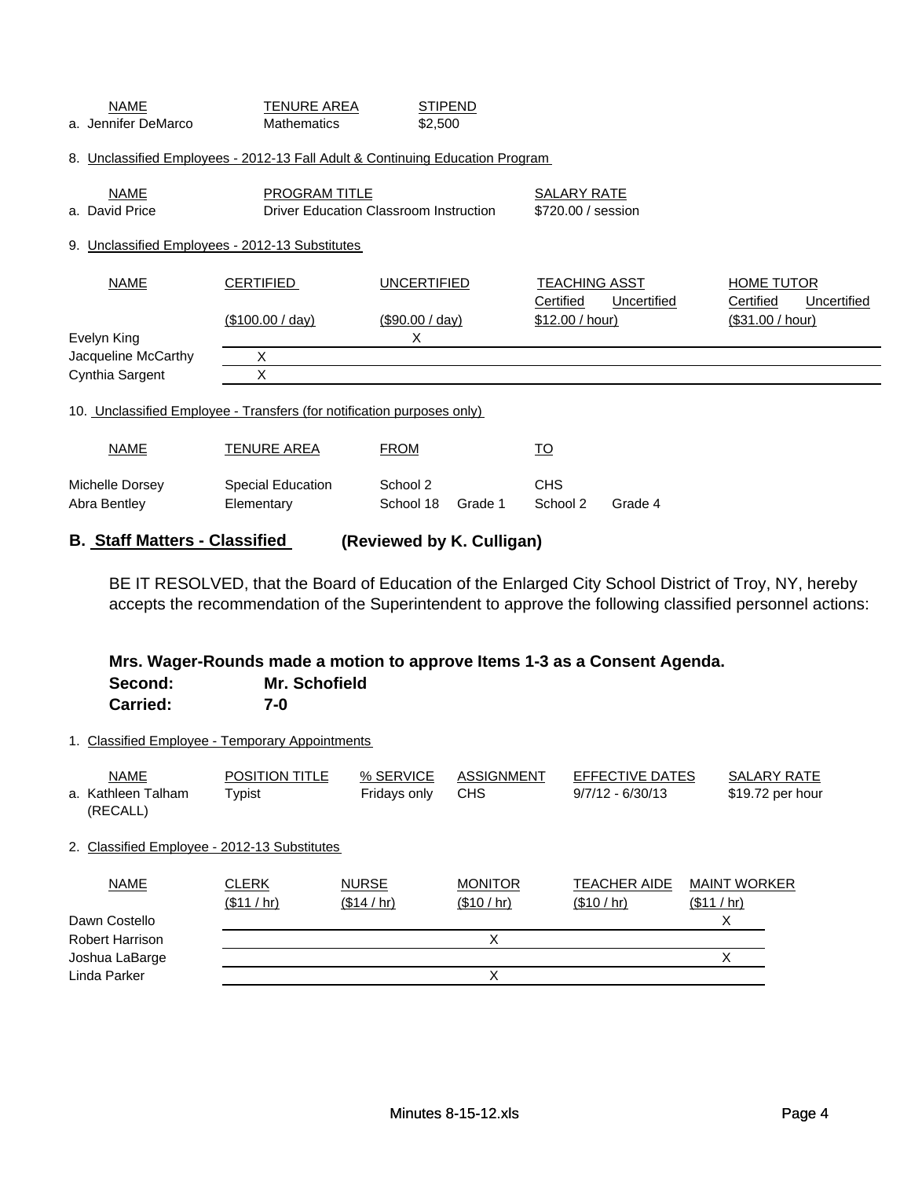| NAME | TENURE AREA | STIPEND |
|---|---|---|
| a. Jennifer DeMarco | Mathematics | $2,500 |

8. Unclassified Employees - 2012-13 Fall Adult & Continuing Education Program

| NAME | PROGRAM TITLE | SALARY RATE |
|---|---|---|
| a. David Price | Driver Education Classroom Instruction | $720.00 / session |

9. Unclassified Employees - 2012-13 Substitutes

| NAME | CERTIFIED | UNCERTIFIED | TEACHING ASST | | HOME TUTOR | |
|---|---|---|---|---|---|---|
| | | | Certified | Uncertified | Certified | Uncertified |
| | ($100.00 / day) | ($90.00 / day) | $12.00 / hour) | | ($31.00 / hour) | |
| Evelyn King | | X | | | | |
| Jacqueline McCarthy | X | | | | | |
| Cynthia Sargent | X | | | | | |

10. Unclassified Employee - Transfers (for notification purposes only)

| NAME | TENURE AREA | FROM | | TO | |
|---|---|---|---|---|---|
| Michelle Dorsey | Special Education | School 2 | | CHS | |
| Abra Bentley | Elementary | School 18 | Grade 1 | School 2 | Grade 4 |

## B. Staff Matters - Classified (Reviewed by K. Culligan)

BE IT RESOLVED, that the Board of Education of the Enlarged City School District of Troy, NY, hereby accepts the recommendation of the Superintendent to approve the following classified personnel actions:

**Mrs. Wager-Rounds made a motion to approve Items 1-3 as a Consent Agenda.**
**Second: Mr. Schofield**
**Carried: 7-0**

1. Classified Employee - Temporary Appointments

| NAME | POSITION TITLE | % SERVICE | ASSIGNMENT | EFFECTIVE DATES | SALARY RATE |
|---|---|---|---|---|---|
| a. Kathleen Talham (RECALL) | Typist | Fridays only | CHS | 9/7/12 - 6/30/13 | $19.72 per hour |

2. Classified Employee - 2012-13 Substitutes

| NAME | CLERK ($11 / hr) | NURSE ($14 / hr) | MONITOR ($10 / hr) | TEACHER AIDE ($10 / hr) | MAINT WORKER ($11 / hr) |
|---|---|---|---|---|---|
| Dawn Costello | | | | | X |
| Robert Harrison | | | X | | |
| Joshua LaBarge | | | | | X |
| Linda Parker | | | X | | |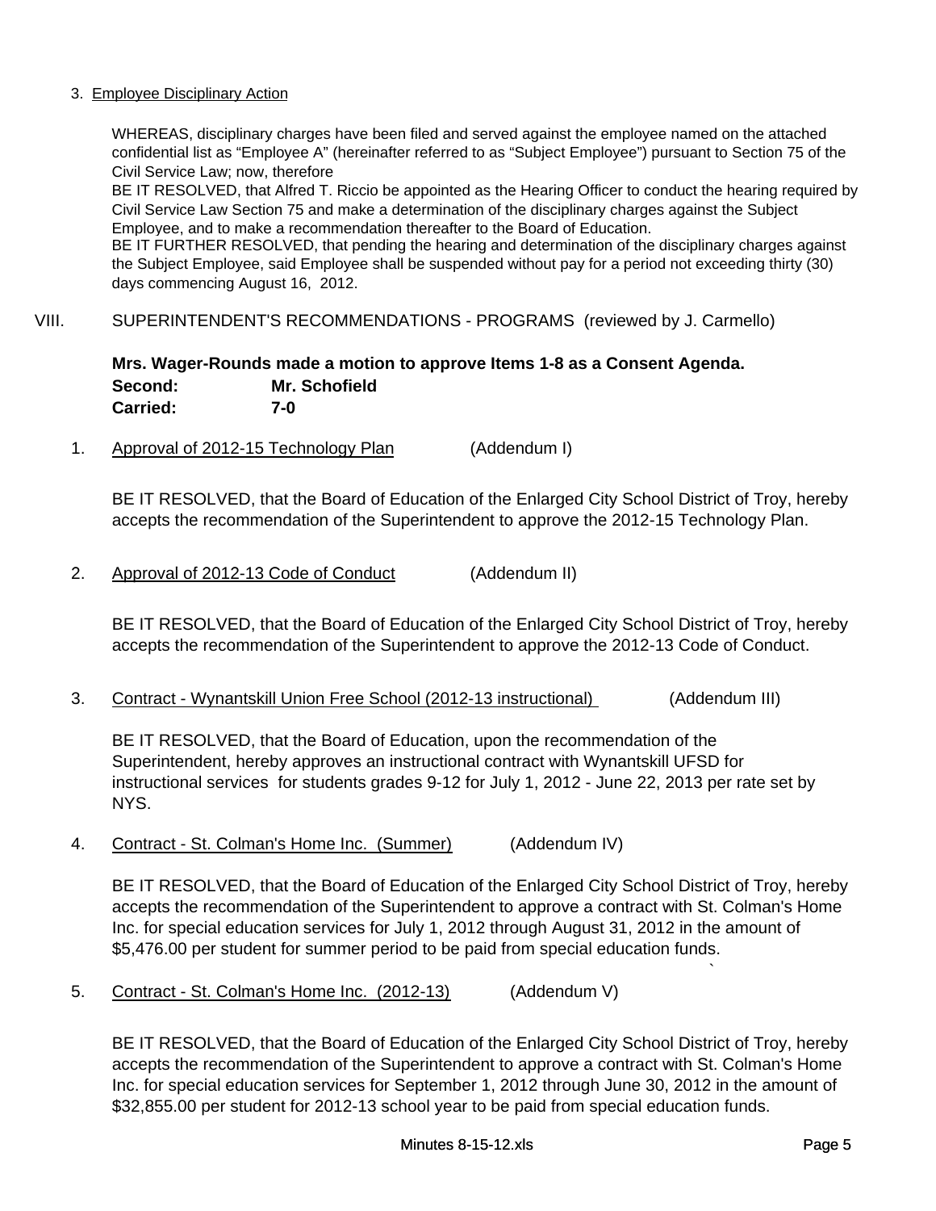3. Employee Disciplinary Action

WHEREAS, disciplinary charges have been filed and served against the employee named on the attached confidential list as "Employee A" (hereinafter referred to as "Subject Employee") pursuant to Section 75 of the Civil Service Law; now, therefore
BE IT RESOLVED, that Alfred T. Riccio be appointed as the Hearing Officer to conduct the hearing required by Civil Service Law Section 75 and make a determination of the disciplinary charges against the Subject Employee, and to make a recommendation thereafter to the Board of Education.
BE IT FURTHER RESOLVED, that pending the hearing and determination of the disciplinary charges against the Subject Employee, said Employee shall be suspended without pay for a period not exceeding thirty (30) days commencing August 16, 2012.

VIII. SUPERINTENDENT'S RECOMMENDATIONS - PROGRAMS (reviewed by J. Carmello)

**Mrs. Wager-Rounds made a motion to approve Items 1-8 as a Consent Agenda.**
**Second: Mr. Schofield**
**Carried: 7-0**

1. Approval of 2012-15 Technology Plan (Addendum I)

BE IT RESOLVED, that the Board of Education of the Enlarged City School District of Troy, hereby accepts the recommendation of the Superintendent to approve the 2012-15 Technology Plan.

2. Approval of 2012-13 Code of Conduct (Addendum II)

BE IT RESOLVED, that the Board of Education of the Enlarged City School District of Troy, hereby accepts the recommendation of the Superintendent to approve the 2012-13 Code of Conduct.

3. Contract - Wynantskill Union Free School (2012-13 instructional) (Addendum III)

BE IT RESOLVED, that the Board of Education, upon the recommendation of the Superintendent, hereby approves an instructional contract with Wynantskill UFSD for instructional services for students grades 9-12 for July 1, 2012 - June 22, 2013 per rate set by NYS.

4. Contract - St. Colman's Home Inc. (Summer) (Addendum IV)

BE IT RESOLVED, that the Board of Education of the Enlarged City School District of Troy, hereby accepts the recommendation of the Superintendent to approve a contract with St. Colman's Home Inc. for special education services for July 1, 2012 through August 31, 2012 in the amount of $5,476.00 per student for summer period to be paid from special education funds.

5. Contract - St. Colman's Home Inc. (2012-13) (Addendum V)

BE IT RESOLVED, that the Board of Education of the Enlarged City School District of Troy, hereby accepts the recommendation of the Superintendent to approve a contract with St. Colman's Home Inc. for special education services for September 1, 2012 through June 30, 2012 in the amount of $32,855.00 per student for 2012-13 school year to be paid from special education funds.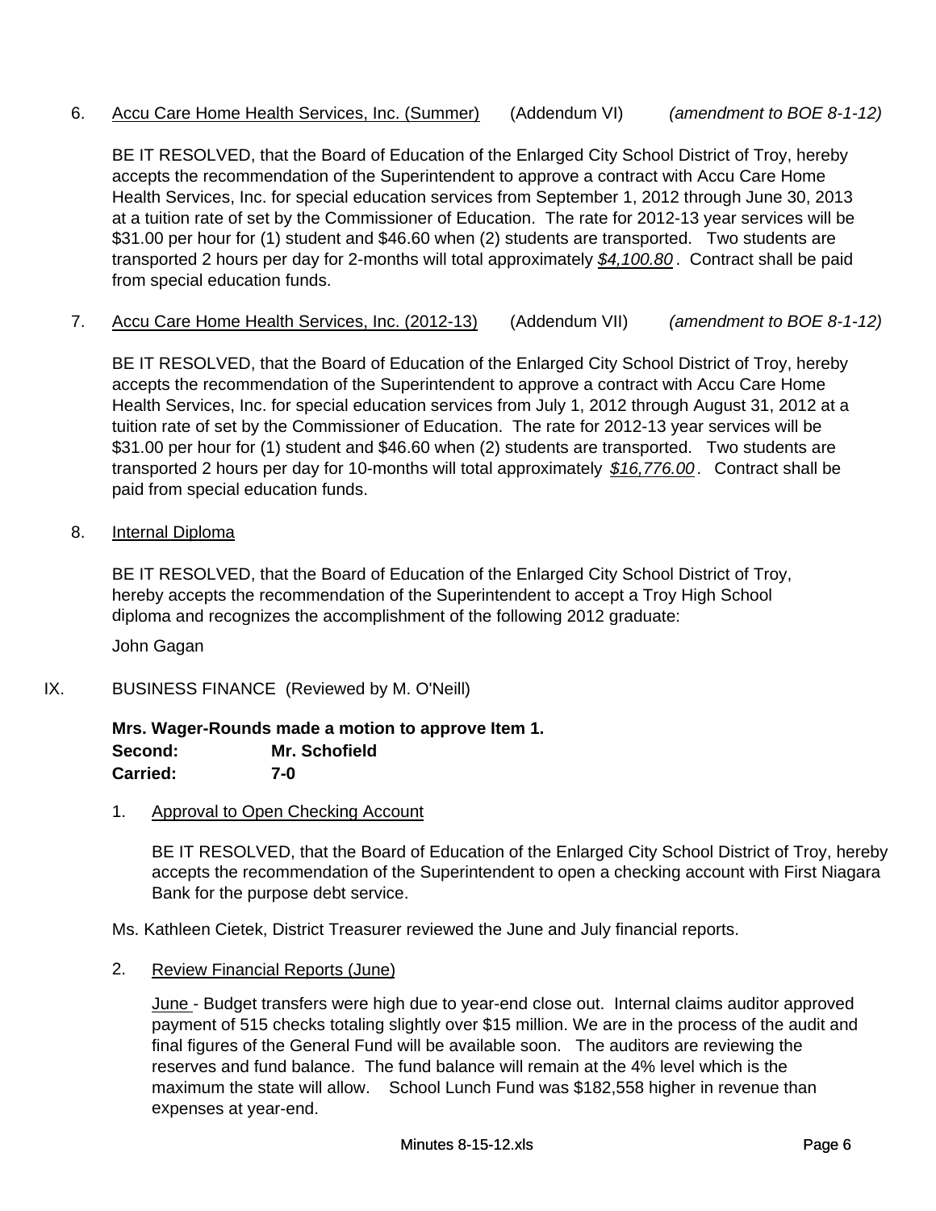6. Accu Care Home Health Services, Inc. (Summer) (Addendum VI) *(amendment to BOE 8-1-12)*

   BE IT RESOLVED, that the Board of Education of the Enlarged City School District of Troy, hereby accepts the recommendation of the Superintendent to approve a contract with Accu Care Home Health Services, Inc. for special education services from September 1, 2012 through June 30, 2013 at a tuition rate of set by the Commissioner of Education. The rate for 2012-13 year services will be \$31.00 per hour for (1) student and \$46.60 when (2) students are transported. Two students are transported 2 hours per day for 2-months will total approximately *\$4,100.80* . Contract shall be paid from special education funds.

7. Accu Care Home Health Services, Inc. (2012-13) (Addendum VII) *(amendment to BOE 8-1-12)*

   BE IT RESOLVED, that the Board of Education of the Enlarged City School District of Troy, hereby accepts the recommendation of the Superintendent to approve a contract with Accu Care Home Health Services, Inc. for special education services from July 1, 2012 through August 31, 2012 at a tuition rate of set by the Commissioner of Education. The rate for 2012-13 year services will be \$31.00 per hour for (1) student and \$46.60 when (2) students are transported. Two students are transported 2 hours per day for 10-months will total approximately *\$16,776.00*. Contract shall be paid from special education funds.

8. Internal Diploma

   BE IT RESOLVED, that the Board of Education of the Enlarged City School District of Troy, hereby accepts the recommendation of the Superintendent to accept a Troy High School diploma and recognizes the accomplishment of the following 2012 graduate:

   John Gagan

## IX. BUSINESS FINANCE (Reviewed by M. O'Neill)

**Mrs. Wager-Rounds made a motion to approve Item 1.**
**Second: Mr. Schofield**
**Carried: 7-0**

1. Approval to Open Checking Account

   BE IT RESOLVED, that the Board of Education of the Enlarged City School District of Troy, hereby accepts the recommendation of the Superintendent to open a checking account with First Niagara Bank for the purpose debt service.

Ms. Kathleen Cietek, District Treasurer reviewed the June and July financial reports.

2. Review Financial Reports (June)

   June - Budget transfers were high due to year-end close out. Internal claims auditor approved payment of 515 checks totaling slightly over \$15 million. We are in the process of the audit and final figures of the General Fund will be available soon. The auditors are reviewing the reserves and fund balance. The fund balance will remain at the 4% level which is the maximum the state will allow. School Lunch Fund was \$182,558 higher in revenue than expenses at year-end.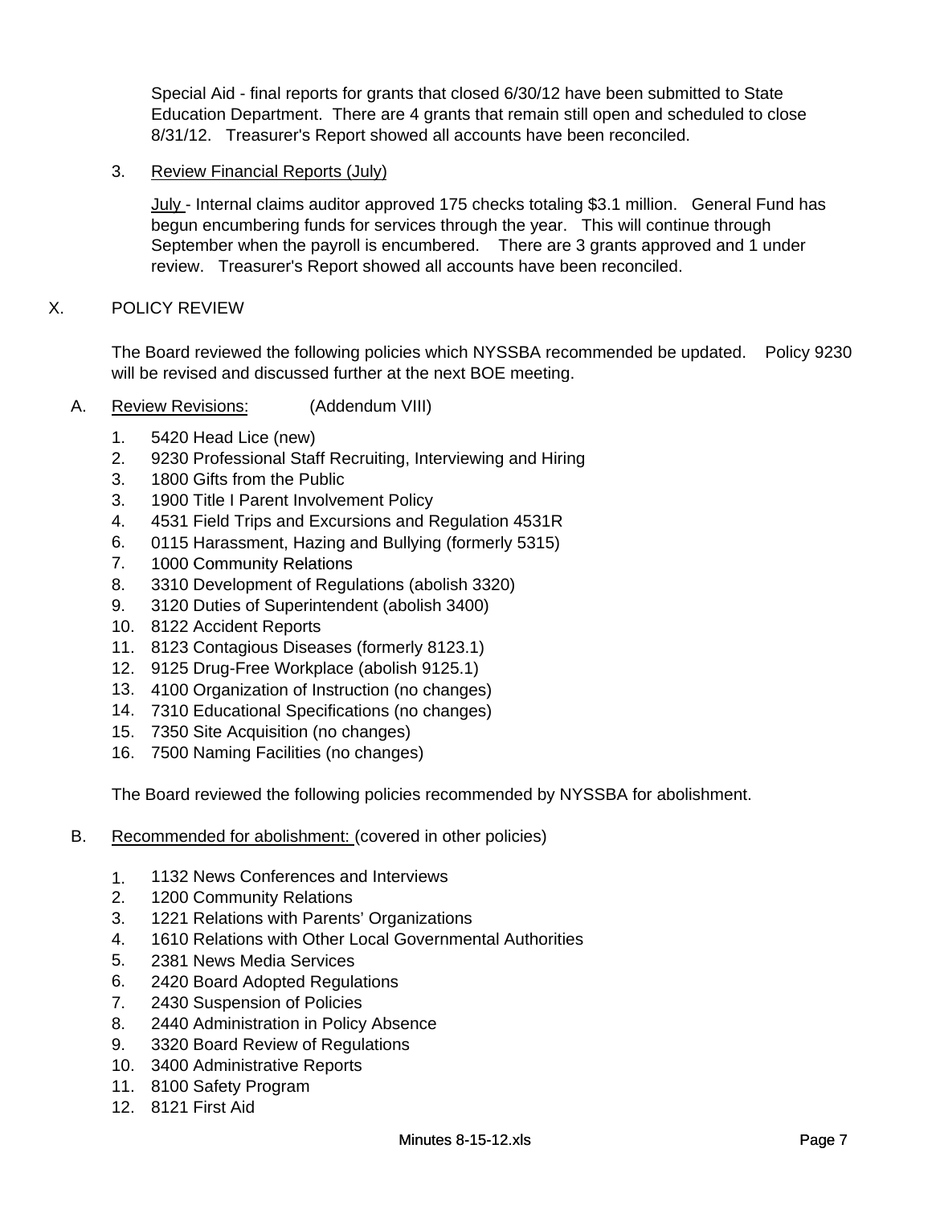Special Aid - final reports for grants that closed 6/30/12 have been submitted to State Education Department. There are 4 grants that remain still open and scheduled to close 8/31/12. Treasurer's Report showed all accounts have been reconciled.

3. Review Financial Reports (July)

   July - Internal claims auditor approved 175 checks totaling $3.1 million. General Fund has begun encumbering funds for services through the year. This will continue through September when the payroll is encumbered. There are 3 grants approved and 1 under review. Treasurer's Report showed all accounts have been reconciled.

## X. POLICY REVIEW

The Board reviewed the following policies which NYSSBA recommended be updated. Policy 9230 will be revised and discussed further at the next BOE meeting.

A. Review Revisions: (Addendum VIII)

1. 5420 Head Lice (new)
2. 9230 Professional Staff Recruiting, Interviewing and Hiring
3. 1800 Gifts from the Public
3. 1900 Title I Parent Involvement Policy
4. 4531 Field Trips and Excursions and Regulation 4531R
6. 0115 Harassment, Hazing and Bullying (formerly 5315)
7. 1000 Community Relations
8. 3310 Development of Regulations (abolish 3320)
9. 3120 Duties of Superintendent (abolish 3400)
10. 8122 Accident Reports
11. 8123 Contagious Diseases (formerly 8123.1)
12. 9125 Drug-Free Workplace (abolish 9125.1)
13. 4100 Organization of Instruction (no changes)
14. 7310 Educational Specifications (no changes)
15. 7350 Site Acquisition (no changes)
16. 7500 Naming Facilities (no changes)

The Board reviewed the following policies recommended by NYSSBA for abolishment.

B. Recommended for abolishment: (covered in other policies)

1. 1132 News Conferences and Interviews
2. 1200 Community Relations
3. 1221 Relations with Parents' Organizations
4. 1610 Relations with Other Local Governmental Authorities
5. 2381 News Media Services
6. 2420 Board Adopted Regulations
7. 2430 Suspension of Policies
8. 2440 Administration in Policy Absence
9. 3320 Board Review of Regulations
10. 3400 Administrative Reports
11. 8100 Safety Program
12. 8121 First Aid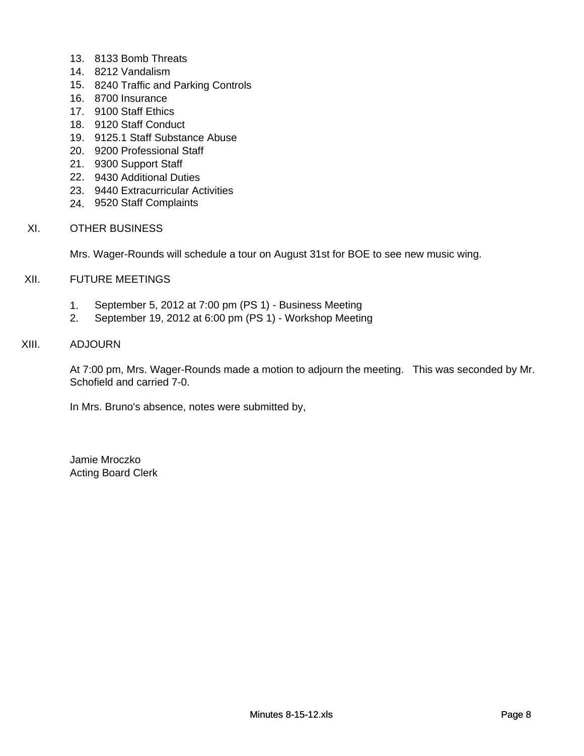13. 8133 Bomb Threats
14. 8212 Vandalism
15. 8240 Traffic and Parking Controls
16. 8700 Insurance
17. 9100 Staff Ethics
18. 9120 Staff Conduct
19. 9125.1 Staff Substance Abuse
20. 9200 Professional Staff
21. 9300 Support Staff
22. 9430 Additional Duties
23. 9440 Extracurricular Activities
24. 9520 Staff Complaints

## XI. OTHER BUSINESS

Mrs. Wager-Rounds will schedule a tour on August 31st for BOE to see new music wing.

## XII. FUTURE MEETINGS

1. September 5, 2012 at 7:00 pm (PS 1) - Business Meeting
2. September 19, 2012 at 6:00 pm (PS 1) - Workshop Meeting

## XIII. ADJOURN

At 7:00 pm, Mrs. Wager-Rounds made a motion to adjourn the meeting. This was seconded by Mr. Schofield and carried 7-0.

In Mrs. Bruno's absence, notes were submitted by,

Jamie Mroczko
Acting Board Clerk